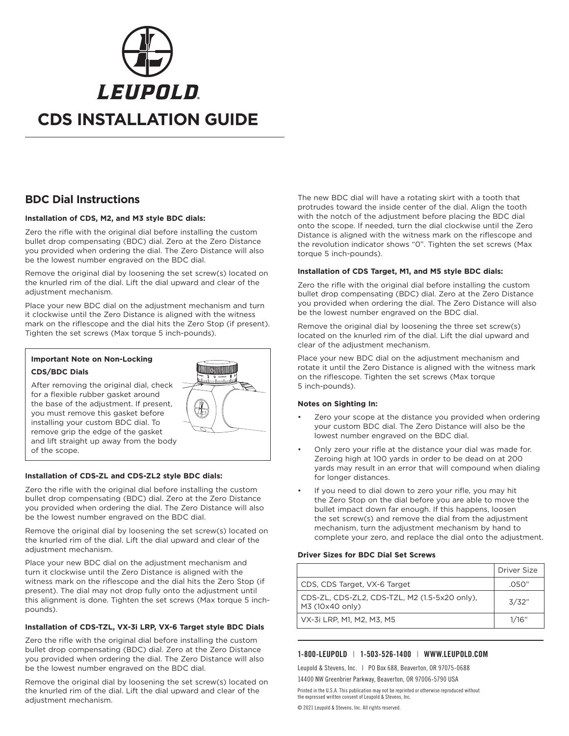# CDS INSTALLATION GUIDE

## BDC Dial Instructions

**Installation of CDS, M2, and M3 style BDC dials:**

Zero the rifle with the original dial before installing the custom bullet drop compensating (BDC) dial. Zero at the Zero Distance you provided when ordering the dial. The Zero Distance will also be the lowest number engraved on the BDC dial.

Remove the original dial by loosening the set screw(s) located on the knurled rim of the dial. Lift the dial upward and clear of the adjustment mechanism.

Place your new BDC dial on the adjustment mechanism and turn it clockwise until the Zero Distance is aligned with the witness mark on the riflescope and the dial hits the Zero Stop (if present). Tighten the set screws (Max torque 5 inch-pounds).

**Important Note on Non-Locking CDS/BDC Dials**

After removing the original dial, check for a flexible rubber gasket around the base of the adjustment. If present, you must remove this gasket before installing your custom BDC dial. To remove grip the edge of the gasket and lift straight up away from the body of the scope.

**Installation of CDS-ZL and CDS-ZL2 style BDC dials:**

Zero the rifle with the original dial before installing the custom bullet drop compensating (BDC) dial. Zero at the Zero Distance you provided when ordering the dial. The Zero Distance will also be the lowest number engraved on the BDC dial.

Remove the original dial by loosening the set screw(s) located on the knurled rim of the dial. Lift the dial upward and clear of the adjustment mechanism.

Place your new BDC dial on the adjustment mechanism and turn it clockwise until the Zero Distance is aligned with the witness mark on the riflescope and the dial hits the Zero Stop (if present). The dial may not drop fully onto the adjustment until this alignment is done. Tighten the set screws (Max torque 5 inch-pounds).

**Installation of CDS-TZL, VX-3i LRP, VX-6 Target style BDC Dials**

Zero the rifle with the original dial before installing the custom bullet drop compensating (BDC) dial. Zero at the Zero Distance you provided when ordering the dial. The Zero Distance will also be the lowest number engraved on the BDC dial.

Remove the original dial by loosening the set screw(s) located on the knurled rim of the dial. Lift the dial upward and clear of the adjustment mechanism.

The new BDC dial will have a rotating skirt with a tooth that protrudes toward the inside center of the dial. Align the tooth with the notch of the adjustment before placing the BDC dial onto the scope. If needed, turn the dial clockwise until the Zero Distance is aligned with the witness mark on the riflescope and the revolution indicator shows "0". Tighten the set screws (Max torque 5 inch-pounds).

**Installation of CDS Target, M1, and M5 style BDC dials:**

Zero the rifle with the original dial before installing the custom bullet drop compensating (BDC) dial. Zero at the Zero Distance you provided when ordering the dial. The Zero Distance will also be the lowest number engraved on the BDC dial.

Remove the original dial by loosening the three set screw(s) located on the knurled rim of the dial. Lift the dial upward and clear of the adjustment mechanism.

Place your new BDC dial on the adjustment mechanism and rotate it until the Zero Distance is aligned with the witness mark on the riflescope. Tighten the set screws (Max torque 5 inch-pounds).

**Notes on Sighting In:**

- Zero your scope at the distance you provided when ordering your custom BDC dial. The Zero Distance will also be the lowest number engraved on the BDC dial.
- Only zero your rifle at the distance your dial was made for. Zeroing high at 100 yards in order to be dead on at 200 yards may result in an error that will compound when dialing for longer distances.
- If you need to dial down to zero your rifle, you may hit the Zero Stop on the dial before you are able to move the bullet impact down far enough. If this happens, loosen the set screw(s) and remove the dial from the adjustment mechanism, turn the adjustment mechanism by hand to complete your zero, and replace the dial onto the adjustment.

**Driver Sizes for BDC Dial Set Screws**

| | Driver Size |
|---|---|
| CDS, CDS Target, VX-6 Target | .050" |
| CDS-ZL, CDS-ZL2, CDS-TZL, M2 (1.5-5x20 only), M3 (10x40 only) | 3/32" |
| VX-3i LRP, M1, M2, M3, M5 | 1/16" |

1-800-LEUPOLD | 1-503-526-1400 | WWW.LEUPOLD.COM

Leupold & Stevens, Inc. | PO Box 688, Beaverton, OR 97075-0688

14400 NW Greenbrier Parkway, Beaverton, OR 97006-5790 USA

Printed in the U.S.A. This publication may not be reprinted or otherwise reproduced without the expressed written consent of Leupold & Stevens, Inc.

© 2021 Leupold & Stevens, Inc. All rights reserved.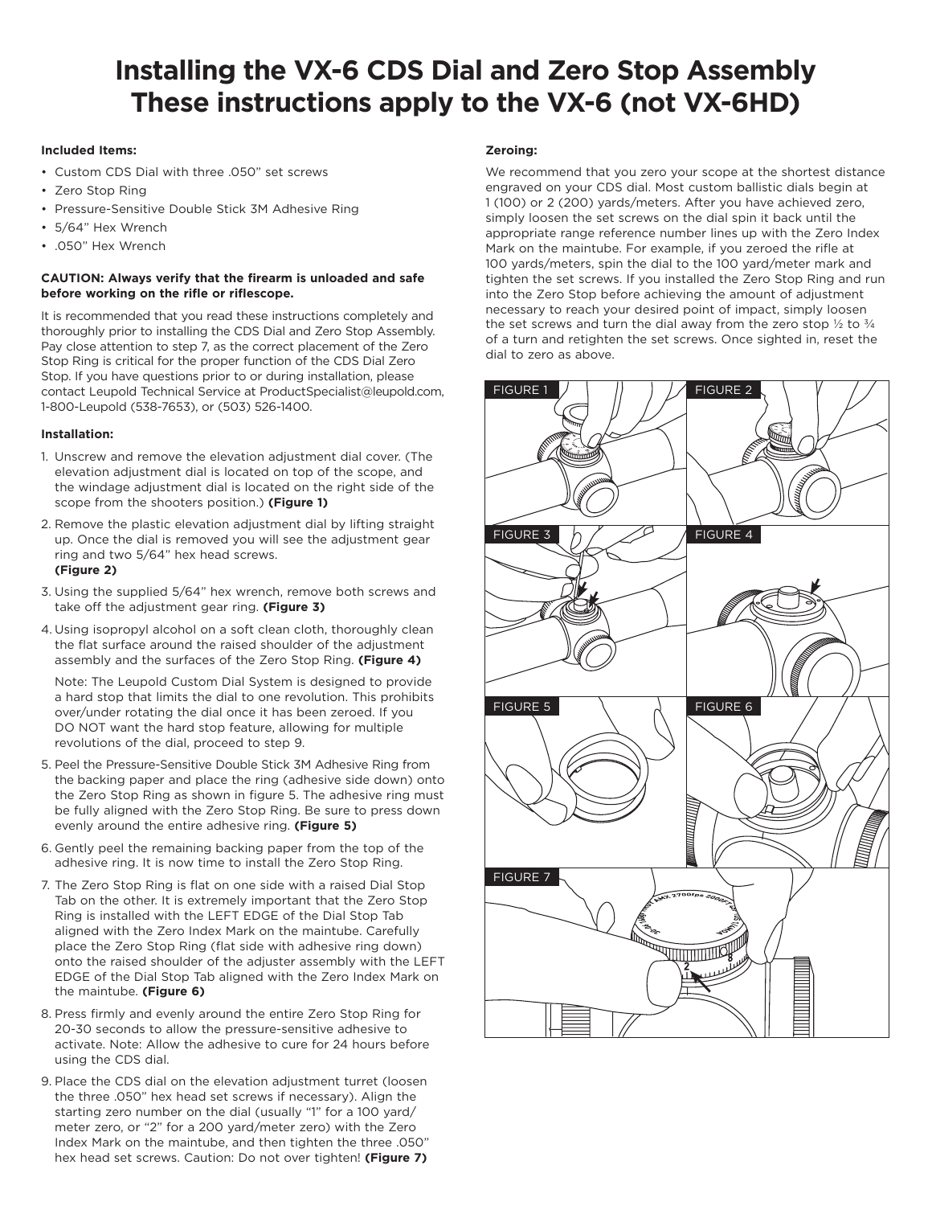# Installing the VX-6 CDS Dial and Zero Stop Assembly
# These instructions apply to the VX-6 (not VX-6HD)

**Included Items:**

- Custom CDS Dial with three .050" set screws
- Zero Stop Ring
- Pressure-Sensitive Double Stick 3M Adhesive Ring
- 5/64" Hex Wrench
- .050" Hex Wrench

**CAUTION: Always verify that the firearm is unloaded and safe before working on the rifle or riflescope.**

It is recommended that you read these instructions completely and thoroughly prior to installing the CDS Dial and Zero Stop Assembly. Pay close attention to step 7, as the correct placement of the Zero Stop Ring is critical for the proper function of the CDS Dial Zero Stop. If you have questions prior to or during installation, please contact Leupold Technical Service at ProductSpecialist@leupold.com, 1-800-Leupold (538-7653), or (503) 526-1400.

**Installation:**

1. Unscrew and remove the elevation adjustment dial cover. (The elevation adjustment dial is located on top of the scope, and the windage adjustment dial is located on the right side of the scope from the shooters position.) **(Figure 1)**
2. Remove the plastic elevation adjustment dial by lifting straight up. Once the dial is removed you will see the adjustment gear ring and two 5/64" hex head screws. **(Figure 2)**
3. Using the supplied 5/64" hex wrench, remove both screws and take off the adjustment gear ring. **(Figure 3)**
4. Using isopropyl alcohol on a soft clean cloth, thoroughly clean the flat surface around the raised shoulder of the adjustment assembly and the surfaces of the Zero Stop Ring. **(Figure 4)**

   Note: The Leupold Custom Dial System is designed to provide a hard stop that limits the dial to one revolution. This prohibits over/under rotating the dial once it has been zeroed. If you DO NOT want the hard stop feature, allowing for multiple revolutions of the dial, proceed to step 9.
5. Peel the Pressure-Sensitive Double Stick 3M Adhesive Ring from the backing paper and place the ring (adhesive side down) onto the Zero Stop Ring as shown in figure 5. The adhesive ring must be fully aligned with the Zero Stop Ring. Be sure to press down evenly around the entire adhesive ring. **(Figure 5)**
6. Gently peel the remaining backing paper from the top of the adhesive ring. It is now time to install the Zero Stop Ring.
7. The Zero Stop Ring is flat on one side with a raised Dial Stop Tab on the other. It is extremely important that the Zero Stop Ring is installed with the LEFT EDGE of the Dial Stop Tab aligned with the Zero Index Mark on the maintube. Carefully place the Zero Stop Ring (flat side with adhesive ring down) onto the raised shoulder of the adjuster assembly with the LEFT EDGE of the Dial Stop Tab aligned with the Zero Index Mark on the maintube. **(Figure 6)**
8. Press firmly and evenly around the entire Zero Stop Ring for 20-30 seconds to allow the pressure-sensitive adhesive to activate. Note: Allow the adhesive to cure for 24 hours before using the CDS dial.
9. Place the CDS dial on the elevation adjustment turret (loosen the three .050" hex head set screws if necessary). Align the starting zero number on the dial (usually "1" for a 100 yard/meter zero, or "2" for a 200 yard/meter zero) with the Zero Index Mark on the maintube, and then tighten the three .050" hex head set screws. Caution: Do not over tighten! **(Figure 7)**

**Zeroing:**

We recommend that you zero your scope at the shortest distance engraved on your CDS dial. Most custom ballistic dials begin at 1 (100) or 2 (200) yards/meters. After you have achieved zero, simply loosen the set screws on the dial spin it back until the appropriate range reference number lines up with the Zero Index Mark on the maintube. For example, if you zeroed the rifle at 100 yards/meters, spin the dial to the 100 yard/meter mark and tighten the set screws. If you installed the Zero Stop Ring and run into the Zero Stop before achieving the amount of adjustment necessary to reach your desired point of impact, simply loosen the set screws and turn the dial away from the zero stop ½ to ¾ of a turn and retighten the set screws. Once sighted in, reset the dial to zero as above.

FIGURE 1

FIGURE 2

FIGURE 3

FIGURE 4

FIGURE 5

FIGURE 6

FIGURE 7